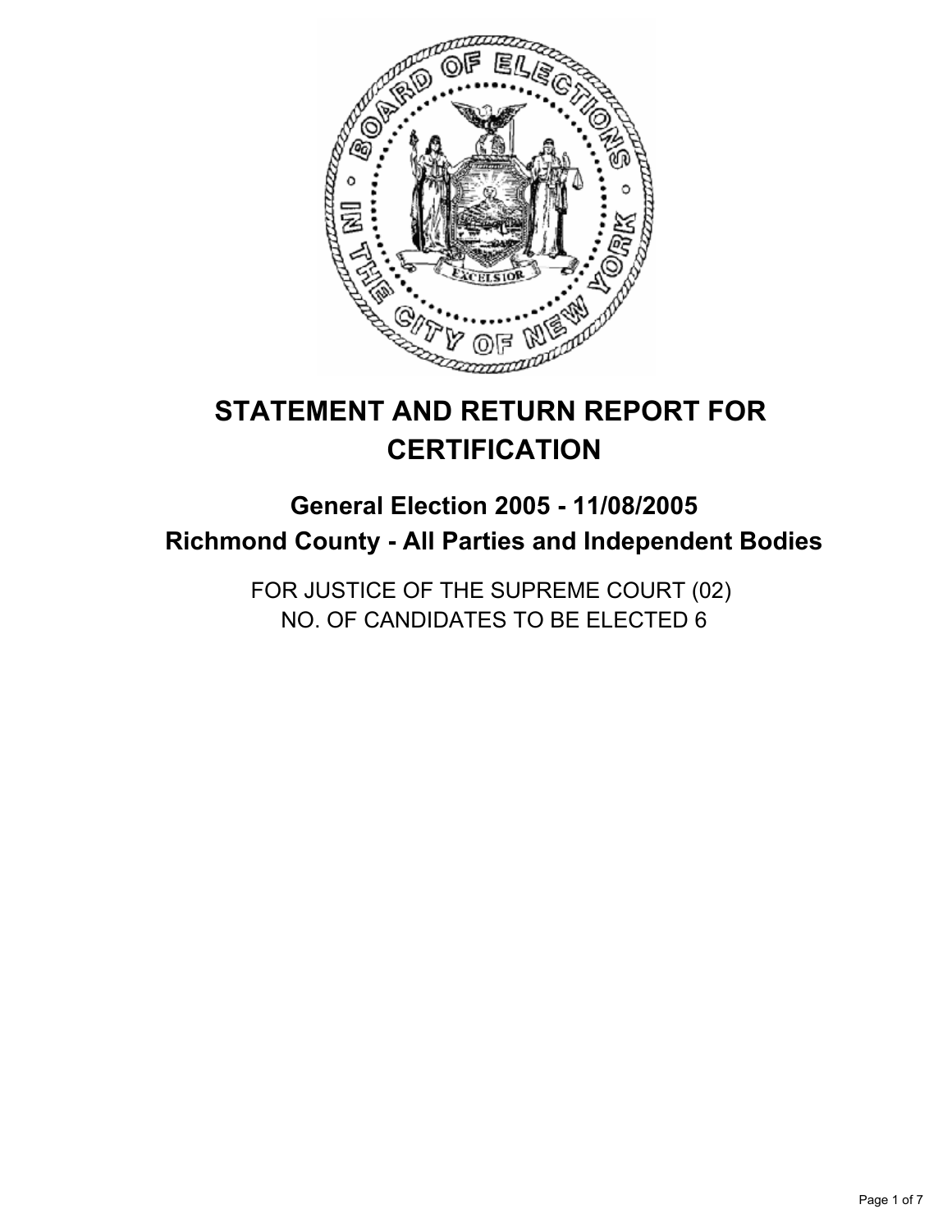# STATEMENT AND RETURN REPORT FOR CERTIFICATION

## General Election 2005 - 11/08/2005
## Richmond County - All Parties and Independent Bodies

FOR JUSTICE OF THE SUPREME COURT (02)
NO. OF CANDIDATES TO BE ELECTED 6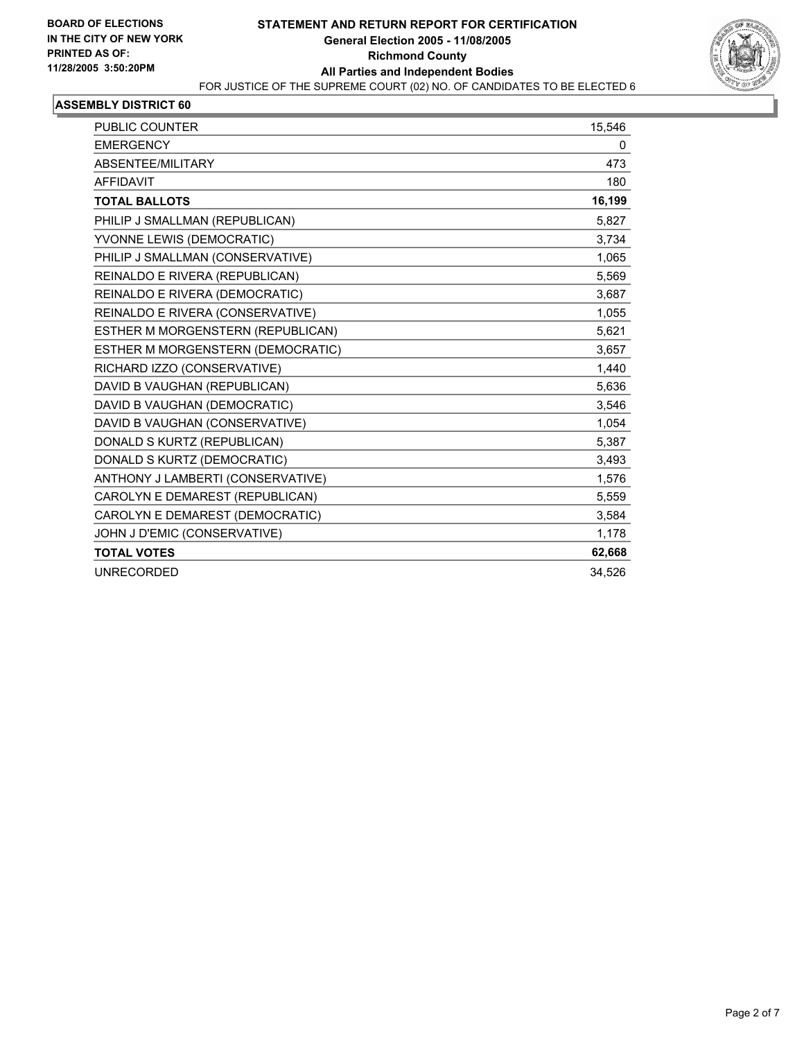**BOARD OF ELECTIONS IN THE CITY OF NEW YORK PRINTED AS OF: 11/28/2005 3:50:20PM**

# STATEMENT AND RETURN REPORT FOR CERTIFICATION
## General Election 2005 - 11/08/2005
## Richmond County
## All Parties and Independent Bodies

FOR JUSTICE OF THE SUPREME COURT (02) NO. OF CANDIDATES TO BE ELECTED 6

### ASSEMBLY DISTRICT 60

| | |
|---|---|
| PUBLIC COUNTER | 15,546 |
| EMERGENCY | 0 |
| ABSENTEE/MILITARY | 473 |
| AFFIDAVIT | 180 |
| **TOTAL BALLOTS** | **16,199** |
| PHILIP J SMALLMAN (REPUBLICAN) | 5,827 |
| YVONNE LEWIS (DEMOCRATIC) | 3,734 |
| PHILIP J SMALLMAN (CONSERVATIVE) | 1,065 |
| REINALDO E RIVERA (REPUBLICAN) | 5,569 |
| REINALDO E RIVERA (DEMOCRATIC) | 3,687 |
| REINALDO E RIVERA (CONSERVATIVE) | 1,055 |
| ESTHER M MORGENSTERN (REPUBLICAN) | 5,621 |
| ESTHER M MORGENSTERN (DEMOCRATIC) | 3,657 |
| RICHARD IZZO (CONSERVATIVE) | 1,440 |
| DAVID B VAUGHAN (REPUBLICAN) | 5,636 |
| DAVID B VAUGHAN (DEMOCRATIC) | 3,546 |
| DAVID B VAUGHAN (CONSERVATIVE) | 1,054 |
| DONALD S KURTZ (REPUBLICAN) | 5,387 |
| DONALD S KURTZ (DEMOCRATIC) | 3,493 |
| ANTHONY J LAMBERTI (CONSERVATIVE) | 1,576 |
| CAROLYN E DEMAREST (REPUBLICAN) | 5,559 |
| CAROLYN E DEMAREST (DEMOCRATIC) | 3,584 |
| JOHN J D'EMIC (CONSERVATIVE) | 1,178 |
| **TOTAL VOTES** | **62,668** |
| UNRECORDED | 34,526 |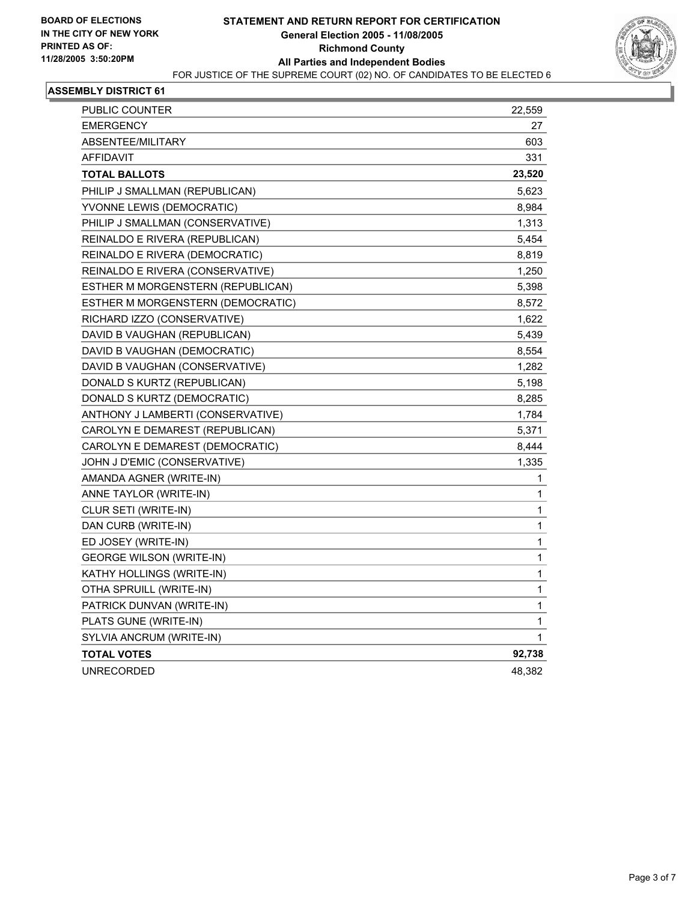**BOARD OF ELECTIONS IN THE CITY OF NEW YORK PRINTED AS OF: 11/28/2005 3:50:20PM**

# STATEMENT AND RETURN REPORT FOR CERTIFICATION

## General Election 2005 - 11/08/2005

## Richmond County

## All Parties and Independent Bodies

FOR JUSTICE OF THE SUPREME COURT (02) NO. OF CANDIDATES TO BE ELECTED 6

### ASSEMBLY DISTRICT 61

| | |
|---|---|
| PUBLIC COUNTER | 22,559 |
| EMERGENCY | 27 |
| ABSENTEE/MILITARY | 603 |
| AFFIDAVIT | 331 |
| **TOTAL BALLOTS** | **23,520** |
| PHILIP J SMALLMAN (REPUBLICAN) | 5,623 |
| YVONNE LEWIS (DEMOCRATIC) | 8,984 |
| PHILIP J SMALLMAN (CONSERVATIVE) | 1,313 |
| REINALDO E RIVERA (REPUBLICAN) | 5,454 |
| REINALDO E RIVERA (DEMOCRATIC) | 8,819 |
| REINALDO E RIVERA (CONSERVATIVE) | 1,250 |
| ESTHER M MORGENSTERN (REPUBLICAN) | 5,398 |
| ESTHER M MORGENSTERN (DEMOCRATIC) | 8,572 |
| RICHARD IZZO (CONSERVATIVE) | 1,622 |
| DAVID B VAUGHAN (REPUBLICAN) | 5,439 |
| DAVID B VAUGHAN (DEMOCRATIC) | 8,554 |
| DAVID B VAUGHAN (CONSERVATIVE) | 1,282 |
| DONALD S KURTZ (REPUBLICAN) | 5,198 |
| DONALD S KURTZ (DEMOCRATIC) | 8,285 |
| ANTHONY J LAMBERTI (CONSERVATIVE) | 1,784 |
| CAROLYN E DEMAREST (REPUBLICAN) | 5,371 |
| CAROLYN E DEMAREST (DEMOCRATIC) | 8,444 |
| JOHN J D'EMIC (CONSERVATIVE) | 1,335 |
| AMANDA AGNER (WRITE-IN) | 1 |
| ANNE TAYLOR (WRITE-IN) | 1 |
| CLUR SETI (WRITE-IN) | 1 |
| DAN CURB (WRITE-IN) | 1 |
| ED JOSEY (WRITE-IN) | 1 |
| GEORGE WILSON (WRITE-IN) | 1 |
| KATHY HOLLINGS (WRITE-IN) | 1 |
| OTHA SPRUILL (WRITE-IN) | 1 |
| PATRICK DUNVAN (WRITE-IN) | 1 |
| PLATS GUNE (WRITE-IN) | 1 |
| SYLVIA ANCRUM (WRITE-IN) | 1 |
| **TOTAL VOTES** | **92,738** |
| UNRECORDED | 48,382 |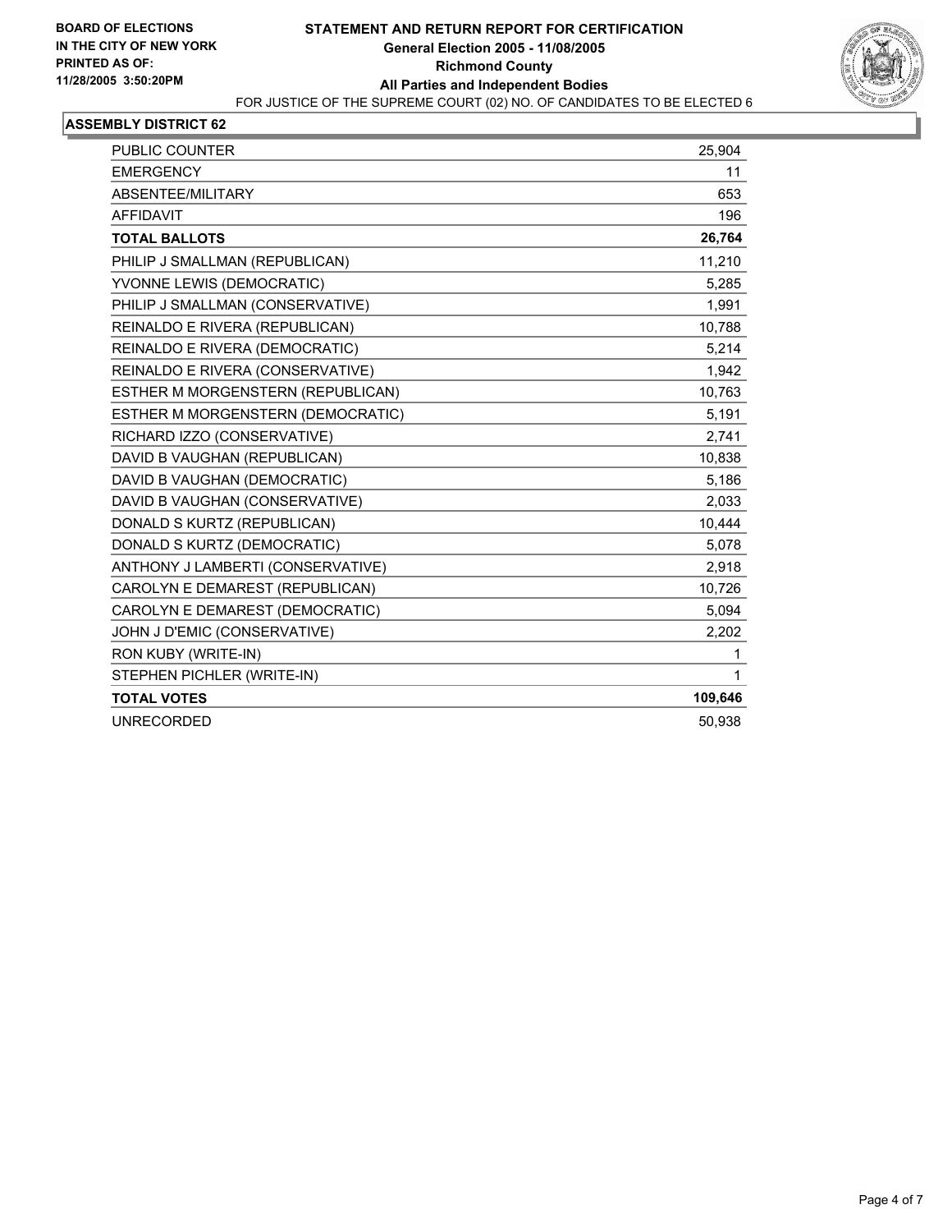**BOARD OF ELECTIONS IN THE CITY OF NEW YORK**
**PRINTED AS OF: 11/28/2005 3:50:20PM**

# STATEMENT AND RETURN REPORT FOR CERTIFICATION

**General Election 2005 - 11/08/2005**
**Richmond County**
**All Parties and Independent Bodies**

FOR JUSTICE OF THE SUPREME COURT (02) NO. OF CANDIDATES TO BE ELECTED 6

## ASSEMBLY DISTRICT 62

| | |
|---|---|
| PUBLIC COUNTER | 25,904 |
| EMERGENCY | 11 |
| ABSENTEE/MILITARY | 653 |
| AFFIDAVIT | 196 |
| **TOTAL BALLOTS** | **26,764** |
| PHILIP J SMALLMAN (REPUBLICAN) | 11,210 |
| YVONNE LEWIS (DEMOCRATIC) | 5,285 |
| PHILIP J SMALLMAN (CONSERVATIVE) | 1,991 |
| REINALDO E RIVERA (REPUBLICAN) | 10,788 |
| REINALDO E RIVERA (DEMOCRATIC) | 5,214 |
| REINALDO E RIVERA (CONSERVATIVE) | 1,942 |
| ESTHER M MORGENSTERN (REPUBLICAN) | 10,763 |
| ESTHER M MORGENSTERN (DEMOCRATIC) | 5,191 |
| RICHARD IZZO (CONSERVATIVE) | 2,741 |
| DAVID B VAUGHAN (REPUBLICAN) | 10,838 |
| DAVID B VAUGHAN (DEMOCRATIC) | 5,186 |
| DAVID B VAUGHAN (CONSERVATIVE) | 2,033 |
| DONALD S KURTZ (REPUBLICAN) | 10,444 |
| DONALD S KURTZ (DEMOCRATIC) | 5,078 |
| ANTHONY J LAMBERTI (CONSERVATIVE) | 2,918 |
| CAROLYN E DEMAREST (REPUBLICAN) | 10,726 |
| CAROLYN E DEMAREST (DEMOCRATIC) | 5,094 |
| JOHN J D'EMIC (CONSERVATIVE) | 2,202 |
| RON KUBY (WRITE-IN) | 1 |
| STEPHEN PICHLER (WRITE-IN) | 1 |
| **TOTAL VOTES** | **109,646** |
| UNRECORDED | 50,938 |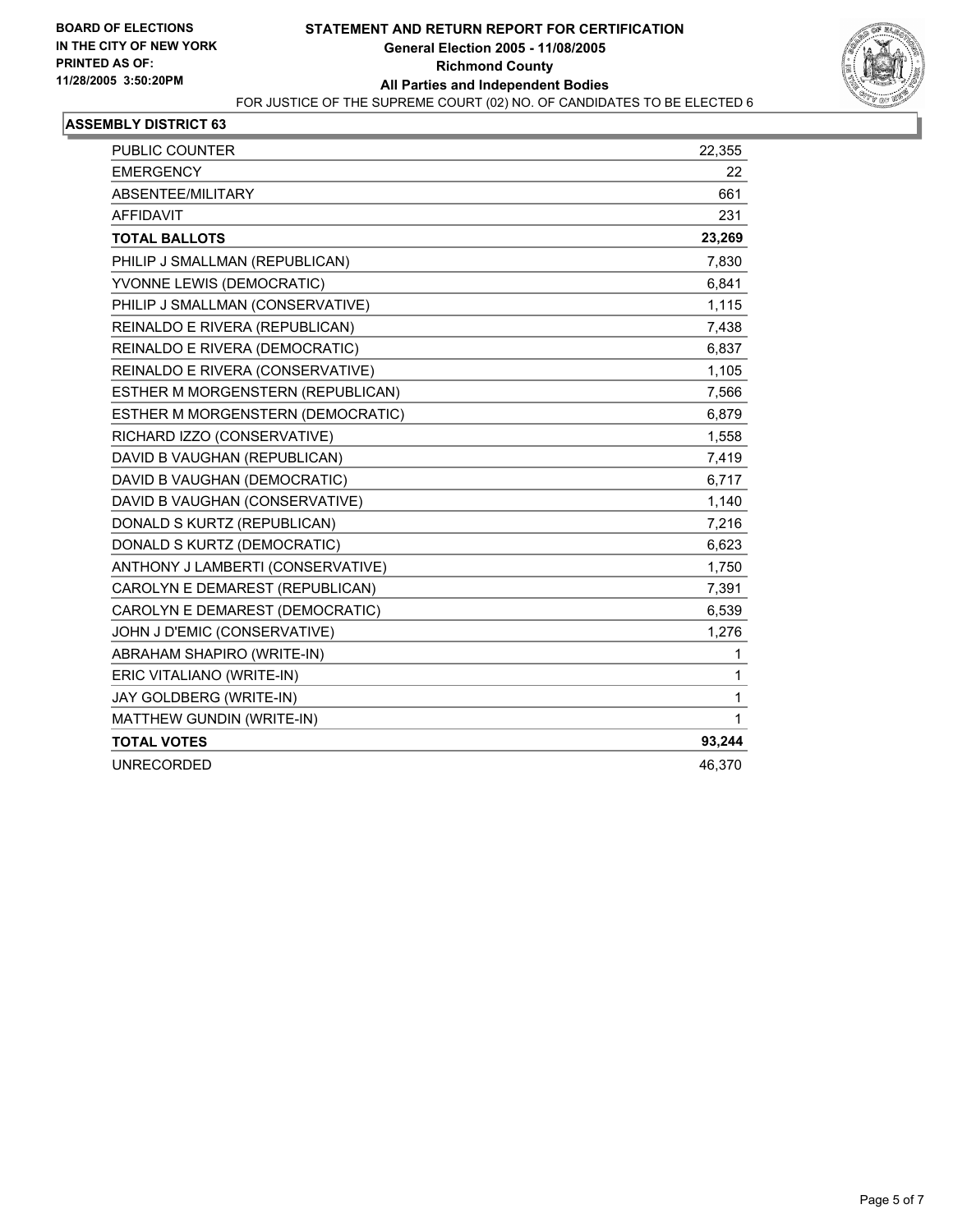BOARD OF ELECTIONS
IN THE CITY OF NEW YORK
PRINTED AS OF:
11/28/2005 3:50:20PM

# STATEMENT AND RETURN REPORT FOR CERTIFICATION
**General Election 2005 - 11/08/2005**
**Richmond County**
**All Parties and Independent Bodies**
FOR JUSTICE OF THE SUPREME COURT (02) NO. OF CANDIDATES TO BE ELECTED 6

## ASSEMBLY DISTRICT 63

| | |
|---|---|
| PUBLIC COUNTER | 22,355 |
| EMERGENCY | 22 |
| ABSENTEE/MILITARY | 661 |
| AFFIDAVIT | 231 |
| **TOTAL BALLOTS** | **23,269** |
| PHILIP J SMALLMAN (REPUBLICAN) | 7,830 |
| YVONNE LEWIS (DEMOCRATIC) | 6,841 |
| PHILIP J SMALLMAN (CONSERVATIVE) | 1,115 |
| REINALDO E RIVERA (REPUBLICAN) | 7,438 |
| REINALDO E RIVERA (DEMOCRATIC) | 6,837 |
| REINALDO E RIVERA (CONSERVATIVE) | 1,105 |
| ESTHER M MORGENSTERN (REPUBLICAN) | 7,566 |
| ESTHER M MORGENSTERN (DEMOCRATIC) | 6,879 |
| RICHARD IZZO (CONSERVATIVE) | 1,558 |
| DAVID B VAUGHAN (REPUBLICAN) | 7,419 |
| DAVID B VAUGHAN (DEMOCRATIC) | 6,717 |
| DAVID B VAUGHAN (CONSERVATIVE) | 1,140 |
| DONALD S KURTZ (REPUBLICAN) | 7,216 |
| DONALD S KURTZ (DEMOCRATIC) | 6,623 |
| ANTHONY J LAMBERTI (CONSERVATIVE) | 1,750 |
| CAROLYN E DEMAREST (REPUBLICAN) | 7,391 |
| CAROLYN E DEMAREST (DEMOCRATIC) | 6,539 |
| JOHN J D'EMIC (CONSERVATIVE) | 1,276 |
| ABRAHAM SHAPIRO (WRITE-IN) | 1 |
| ERIC VITALIANO (WRITE-IN) | 1 |
| JAY GOLDBERG (WRITE-IN) | 1 |
| MATTHEW GUNDIN (WRITE-IN) | 1 |
| **TOTAL VOTES** | **93,244** |
| UNRECORDED | 46,370 |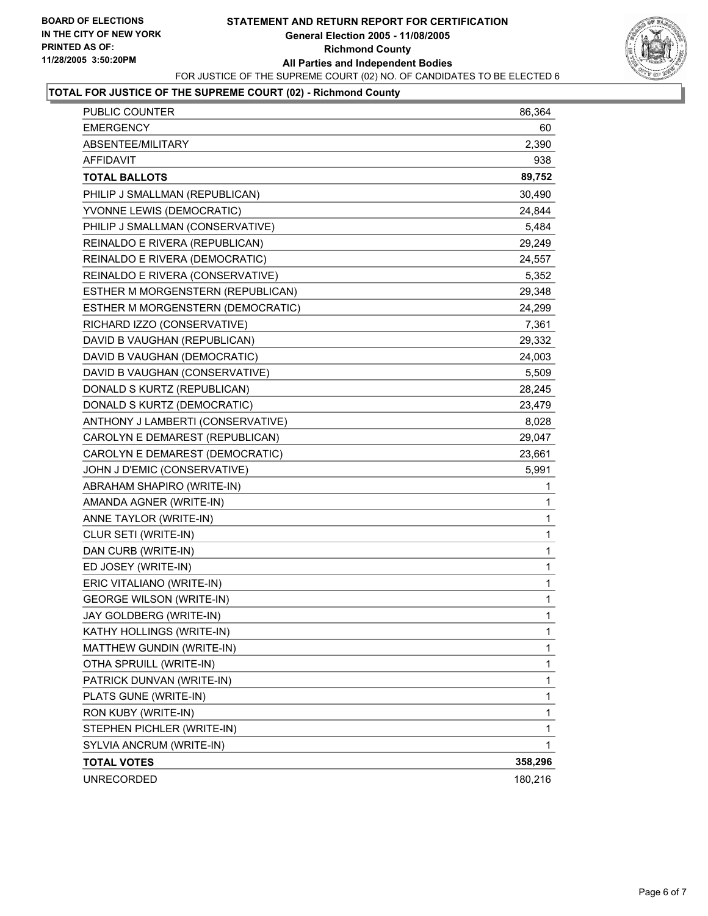**BOARD OF ELECTIONS IN THE CITY OF NEW YORK**
**PRINTED AS OF: 11/28/2005 3:50:20PM**

# STATEMENT AND RETURN REPORT FOR CERTIFICATION
## General Election 2005 - 11/08/2005
## Richmond County
## All Parties and Independent Bodies

FOR JUSTICE OF THE SUPREME COURT (02) NO. OF CANDIDATES TO BE ELECTED 6

### TOTAL FOR JUSTICE OF THE SUPREME COURT (02) - Richmond County

| | |
|---|---|
| PUBLIC COUNTER | 86,364 |
| EMERGENCY | 60 |
| ABSENTEE/MILITARY | 2,390 |
| AFFIDAVIT | 938 |
| **TOTAL BALLOTS** | **89,752** |
| PHILIP J SMALLMAN (REPUBLICAN) | 30,490 |
| YVONNE LEWIS (DEMOCRATIC) | 24,844 |
| PHILIP J SMALLMAN (CONSERVATIVE) | 5,484 |
| REINALDO E RIVERA (REPUBLICAN) | 29,249 |
| REINALDO E RIVERA (DEMOCRATIC) | 24,557 |
| REINALDO E RIVERA (CONSERVATIVE) | 5,352 |
| ESTHER M MORGENSTERN (REPUBLICAN) | 29,348 |
| ESTHER M MORGENSTERN (DEMOCRATIC) | 24,299 |
| RICHARD IZZO (CONSERVATIVE) | 7,361 |
| DAVID B VAUGHAN (REPUBLICAN) | 29,332 |
| DAVID B VAUGHAN (DEMOCRATIC) | 24,003 |
| DAVID B VAUGHAN (CONSERVATIVE) | 5,509 |
| DONALD S KURTZ (REPUBLICAN) | 28,245 |
| DONALD S KURTZ (DEMOCRATIC) | 23,479 |
| ANTHONY J LAMBERTI (CONSERVATIVE) | 8,028 |
| CAROLYN E DEMAREST (REPUBLICAN) | 29,047 |
| CAROLYN E DEMAREST (DEMOCRATIC) | 23,661 |
| JOHN J D'EMIC (CONSERVATIVE) | 5,991 |
| ABRAHAM SHAPIRO (WRITE-IN) | 1 |
| AMANDA AGNER (WRITE-IN) | 1 |
| ANNE TAYLOR (WRITE-IN) | 1 |
| CLUR SETI (WRITE-IN) | 1 |
| DAN CURB (WRITE-IN) | 1 |
| ED JOSEY (WRITE-IN) | 1 |
| ERIC VITALIANO (WRITE-IN) | 1 |
| GEORGE WILSON (WRITE-IN) | 1 |
| JAY GOLDBERG (WRITE-IN) | 1 |
| KATHY HOLLINGS (WRITE-IN) | 1 |
| MATTHEW GUNDIN (WRITE-IN) | 1 |
| OTHA SPRUILL (WRITE-IN) | 1 |
| PATRICK DUNVAN (WRITE-IN) | 1 |
| PLATS GUNE (WRITE-IN) | 1 |
| RON KUBY (WRITE-IN) | 1 |
| STEPHEN PICHLER (WRITE-IN) | 1 |
| SYLVIA ANCRUM (WRITE-IN) | 1 |
| **TOTAL VOTES** | **358,296** |
| UNRECORDED | 180,216 |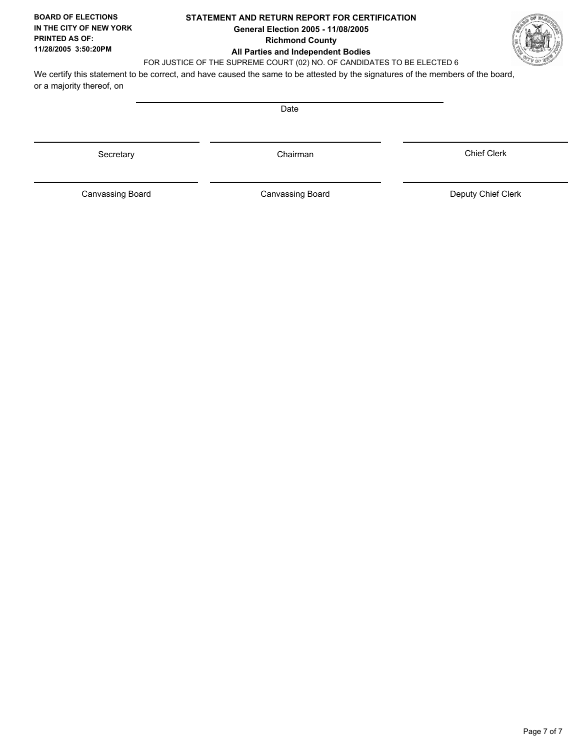**BOARD OF ELECTIONS**
**IN THE CITY OF NEW YORK**
**PRINTED AS OF:**
**11/28/2005 3:50:20PM**

**STATEMENT AND RETURN REPORT FOR CERTIFICATION**
**General Election 2005 - 11/08/2005**
**Richmond County**
**All Parties and Independent Bodies**

FOR JUSTICE OF THE SUPREME COURT (02) NO. OF CANDIDATES TO BE ELECTED 6

We certify this statement to be correct, and have caused the same to be attested by the signatures of the members of the board, or a majority thereof, on

Date

| | | |
|---|---|---|
| Secretary | Chairman | Chief Clerk |
| Canvassing Board | Canvassing Board | Deputy Chief Clerk |